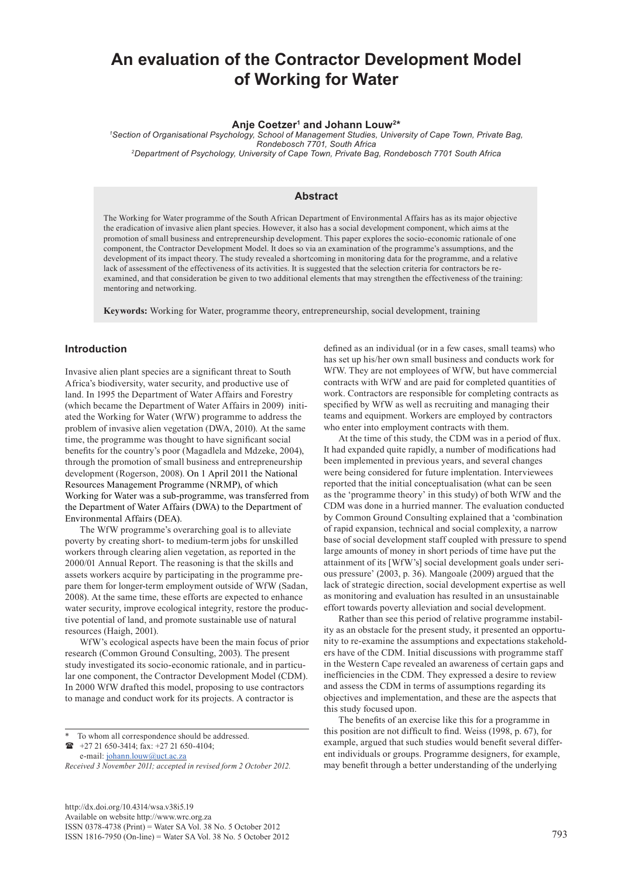# An evaluation of the Contractor Development Model of Working for Water

**Anje Coetzer[1] and Johann Louw[2*]**

[1]*Section of Organisational Psychology, School of Management Studies, University of Cape Town, Private Bag, Rondebosch 7701, South Africa*

[2]*Department of Psychology, University of Cape Town, Private Bag, Rondebosch 7701 South Africa*

## Abstract

The Working for Water programme of the South African Department of Environmental Affairs has as its major objective the eradication of invasive alien plant species. However, it also has a social development component, which aims at the promotion of small business and entrepreneurship development. This paper explores the socio-economic rationale of one component, the Contractor Development Model. It does so via an examination of the programme's assumptions, and the development of its impact theory. The study revealed a shortcoming in monitoring data for the programme, and a relative lack of assessment of the effectiveness of its activities. It is suggested that the selection criteria for contractors be re-examined, and that consideration be given to two additional elements that may strengthen the effectiveness of the training: mentoring and networking.

**Keywords:** Working for Water, programme theory, entrepreneurship, social development, training

## Introduction

Invasive alien plant species are a significant threat to South Africa's biodiversity, water security, and productive use of land. In 1995 the Department of Water Affairs and Forestry (which became the Department of Water Affairs in 2009) initiated the Working for Water (WfW) programme to address the problem of invasive alien vegetation (DWA, 2010). At the same time, the programme was thought to have significant social benefits for the country's poor (Magadlela and Mdzeke, 2004), through the promotion of small business and entrepreneurship development (Rogerson, 2008). On 1 April 2011 the National Resources Management Programme (NRMP), of which Working for Water was a sub-programme, was transferred from the Department of Water Affairs (DWA) to the Department of Environmental Affairs (DEA).

The WfW programme's overarching goal is to alleviate poverty by creating short- to medium-term jobs for unskilled workers through clearing alien vegetation, as reported in the 2000/01 Annual Report. The reasoning is that the skills and assets workers acquire by participating in the programme prepare them for longer-term employment outside of WfW (Sadan, 2008). At the same time, these efforts are expected to enhance water security, improve ecological integrity, restore the productive potential of land, and promote sustainable use of natural resources (Haigh, 2001).

WfW's ecological aspects have been the main focus of prior research (Common Ground Consulting, 2003). The present study investigated its socio-economic rationale, and in particular one component, the Contractor Development Model (CDM). In 2000 WfW drafted this model, proposing to use contractors to manage and conduct work for its projects. A contractor is defined as an individual (or in a few cases, small teams) who has set up his/her own small business and conducts work for WfW. They are not employees of WfW, but have commercial contracts with WfW and are paid for completed quantities of work. Contractors are responsible for completing contracts as specified by WfW as well as recruiting and managing their teams and equipment. Workers are employed by contractors who enter into employment contracts with them.

At the time of this study, the CDM was in a period of flux. It had expanded quite rapidly, a number of modifications had been implemented in previous years, and several changes were being considered for future implentation. Interviewees reported that the initial conceptualisation (what can be seen as the 'programme theory' in this study) of both WfW and the CDM was done in a hurried manner. The evaluation conducted by Common Ground Consulting explained that a 'combination of rapid expansion, technical and social complexity, a narrow base of social development staff coupled with pressure to spend large amounts of money in short periods of time have put the attainment of its [WfW's] social development goals under serious pressure' (2003, p. 36). Mangoale (2009) argued that the lack of strategic direction, social development expertise as well as monitoring and evaluation has resulted in an unsustainable effort towards poverty alleviation and social development.

Rather than see this period of relative programme instability as an obstacle for the present study, it presented an opportunity to re-examine the assumptions and expectations stakeholders have of the CDM. Initial discussions with programme staff in the Western Cape revealed an awareness of certain gaps and inefficiencies in the CDM. They expressed a desire to review and assess the CDM in terms of assumptions regarding its objectives and implementation, and these are the aspects that this study focused upon.

The benefits of an exercise like this for a programme in this position are not difficult to find. Weiss (1998, p. 67), for example, argued that such studies would benefit several different individuals or groups. Programme designers, for example, may benefit through a better understanding of the underlying

\* To whom all correspondence should be addressed.
☎ +27 21 650-3414; fax: +27 21 650-4104;
e-mail: johann.louw@uct.ac.za

*Received 3 November 2011; accepted in revised form 2 October 2012.*

http://dx.doi.org/10.4314/wsa.v38i5.19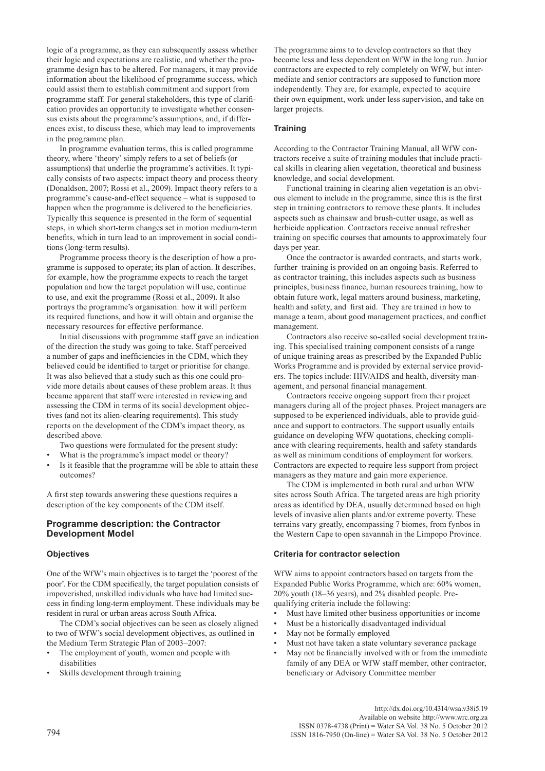logic of a programme, as they can subsequently assess whether their logic and expectations are realistic, and whether the programme design has to be altered. For managers, it may provide information about the likelihood of programme success, which could assist them to establish commitment and support from programme staff. For general stakeholders, this type of clarification provides an opportunity to investigate whether consensus exists about the programme's assumptions, and, if differences exist, to discuss these, which may lead to improvements in the programme plan.

In programme evaluation terms, this is called programme theory, where 'theory' simply refers to a set of beliefs (or assumptions) that underlie the programme's activities. It typically consists of two aspects: impact theory and process theory (Donaldson, 2007; Rossi et al., 2009). Impact theory refers to a programme's cause-and-effect sequence – what is supposed to happen when the programme is delivered to the beneficiaries. Typically this sequence is presented in the form of sequential steps, in which short-term changes set in motion medium-term benefits, which in turn lead to an improvement in social conditions (long-term results).

Programme process theory is the description of how a programme is supposed to operate; its plan of action. It describes, for example, how the programme expects to reach the target population and how the target population will use, continue to use, and exit the programme (Rossi et al., 2009). It also portrays the programme's organisation: how it will perform its required functions, and how it will obtain and organise the necessary resources for effective performance.

Initial discussions with programme staff gave an indication of the direction the study was going to take. Staff perceived a number of gaps and inefficiencies in the CDM, which they believed could be identified to target or prioritise for change. It was also believed that a study such as this one could provide more details about causes of these problem areas. It thus became apparent that staff were interested in reviewing and assessing the CDM in terms of its social development objectives (and not its alien-clearing requirements). This study reports on the development of the CDM's impact theory, as described above.

Two questions were formulated for the present study:

- What is the programme's impact model or theory?
- Is it feasible that the programme will be able to attain these outcomes?

A first step towards answering these questions requires a description of the key components of the CDM itself.

## Programme description: the Contractor Development Model

### Objectives

One of the WfW's main objectives is to target the 'poorest of the poor'. For the CDM specifically, the target population consists of impoverished, unskilled individuals who have had limited success in finding long-term employment. These individuals may be resident in rural or urban areas across South Africa.

The CDM's social objectives can be seen as closely aligned to two of WfW's social development objectives, as outlined in the Medium Term Strategic Plan of 2003–2007:

- The employment of youth, women and people with disabilities
- Skills development through training

The programme aims to to develop contractors so that they become less and less dependent on WfW in the long run. Junior contractors are expected to rely completely on WfW, but intermediate and senior contractors are supposed to function more independently. They are, for example, expected to acquire their own equipment, work under less supervision, and take on larger projects.

### Training

According to the Contractor Training Manual, all WfW contractors receive a suite of training modules that include practical skills in clearing alien vegetation, theoretical and business knowledge, and social development.

Functional training in clearing alien vegetation is an obvious element to include in the programme, since this is the first step in training contractors to remove these plants. It includes aspects such as chainsaw and brush-cutter usage, as well as herbicide application. Contractors receive annual refresher training on specific courses that amounts to approximately four days per year.

Once the contractor is awarded contracts, and starts work, further training is provided on an ongoing basis. Referred to as contractor training, this includes aspects such as business principles, business finance, human resources training, how to obtain future work, legal matters around business, marketing, health and safety, and first aid. They are trained in how to manage a team, about good management practices, and conflict management.

Contractors also receive so-called social development training. This specialised training component consists of a range of unique training areas as prescribed by the Expanded Public Works Programme and is provided by external service providers. The topics include: HIV/AIDS and health, diversity management, and personal financial management.

Contractors receive ongoing support from their project managers during all of the project phases. Project managers are supposed to be experienced individuals, able to provide guidance and support to contractors. The support usually entails guidance on developing WfW quotations, checking compliance with clearing requirements, health and safety standards as well as minimum conditions of employment for workers. Contractors are expected to require less support from project managers as they mature and gain more experience.

The CDM is implemented in both rural and urban WfW sites across South Africa. The targeted areas are high priority areas as identified by DEA, usually determined based on high levels of invasive alien plants and/or extreme poverty. These terrains vary greatly, encompassing 7 biomes, from fynbos in the Western Cape to open savannah in the Limpopo Province.

### Criteria for contractor selection

WfW aims to appoint contractors based on targets from the Expanded Public Works Programme, which are: 60% women, 20% youth (18–36 years), and 2% disabled people. Pre-qualifying criteria include the following:

- Must have limited other business opportunities or income
- Must be a historically disadvantaged individual
- May not be formally employed
- Must not have taken a state voluntary severance package
- May not be financially involved with or from the immediate family of any DEA or WfW staff member, other contractor, beneficiary or Advisory Committee member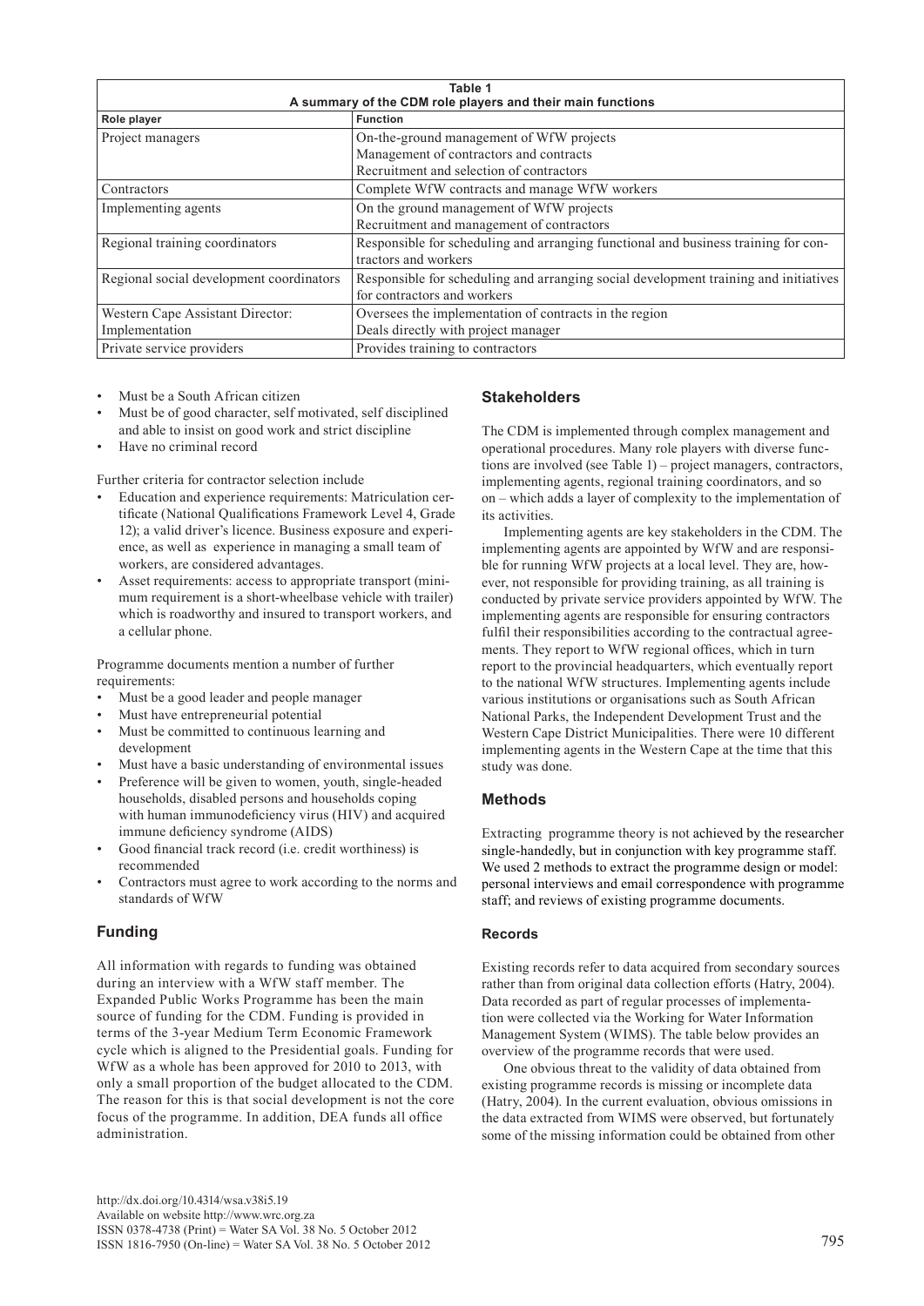**Table 1**
**A summary of the CDM role players and their main functions**

| Role player | Function |
|---|---|
| Project managers | On-the-ground management of WfW projects<br>Management of contractors and contracts<br>Recruitment and selection of contractors |
| Contractors | Complete WfW contracts and manage WfW workers |
| Implementing agents | On the ground management of WfW projects<br>Recruitment and management of contractors |
| Regional training coordinators | Responsible for scheduling and arranging functional and business training for contractors and workers |
| Regional social development coordinators | Responsible for scheduling and arranging social development training and initiatives for contractors and workers |
| Western Cape Assistant Director: Implementation | Oversees the implementation of contracts in the region<br>Deals directly with project manager |
| Private service providers | Provides training to contractors |

- Must be a South African citizen
- Must be of good character, self motivated, self disciplined and able to insist on good work and strict discipline
- Have no criminal record

Further criteria for contractor selection include

- Education and experience requirements: Matriculation certificate (National Qualifications Framework Level 4, Grade 12); a valid driver's licence. Business exposure and experience, as well as experience in managing a small team of workers, are considered advantages.
- Asset requirements: access to appropriate transport (minimum requirement is a short-wheelbase vehicle with trailer) which is roadworthy and insured to transport workers, and a cellular phone.

Programme documents mention a number of further requirements:

- Must be a good leader and people manager
- Must have entrepreneurial potential
- Must be committed to continuous learning and development
- Must have a basic understanding of environmental issues
- Preference will be given to women, youth, single-headed households, disabled persons and households coping with human immunodeficiency virus (HIV) and acquired immune deficiency syndrome (AIDS)
- Good financial track record (i.e. credit worthiness) is recommended
- Contractors must agree to work according to the norms and standards of WfW

## Funding

All information with regards to funding was obtained during an interview with a WfW staff member. The Expanded Public Works Programme has been the main source of funding for the CDM. Funding is provided in terms of the 3-year Medium Term Economic Framework cycle which is aligned to the Presidential goals. Funding for WfW as a whole has been approved for 2010 to 2013, with only a small proportion of the budget allocated to the CDM. The reason for this is that social development is not the core focus of the programme. In addition, DEA funds all office administration.

## Stakeholders

The CDM is implemented through complex management and operational procedures. Many role players with diverse functions are involved (see Table 1) – project managers, contractors, implementing agents, regional training coordinators, and so on – which adds a layer of complexity to the implementation of its activities.

Implementing agents are key stakeholders in the CDM. The implementing agents are appointed by WfW and are responsible for running WfW projects at a local level. They are, however, not responsible for providing training, as all training is conducted by private service providers appointed by WfW. The implementing agents are responsible for ensuring contractors fulfil their responsibilities according to the contractual agreements. They report to WfW regional offices, which in turn report to the provincial headquarters, which eventually report to the national WfW structures. Implementing agents include various institutions or organisations such as South African National Parks, the Independent Development Trust and the Western Cape District Municipalities. There were 10 different implementing agents in the Western Cape at the time that this study was done.

## Methods

Extracting programme theory is not achieved by the researcher single-handedly, but in conjunction with key programme staff. We used 2 methods to extract the programme design or model: personal interviews and email correspondence with programme staff; and reviews of existing programme documents.

### Records

Existing records refer to data acquired from secondary sources rather than from original data collection efforts (Hatry, 2004). Data recorded as part of regular processes of implementation were collected via the Working for Water Information Management System (WIMS). The table below provides an overview of the programme records that were used.

One obvious threat to the validity of data obtained from existing programme records is missing or incomplete data (Hatry, 2004). In the current evaluation, obvious omissions in the data extracted from WIMS were observed, but fortunately some of the missing information could be obtained from other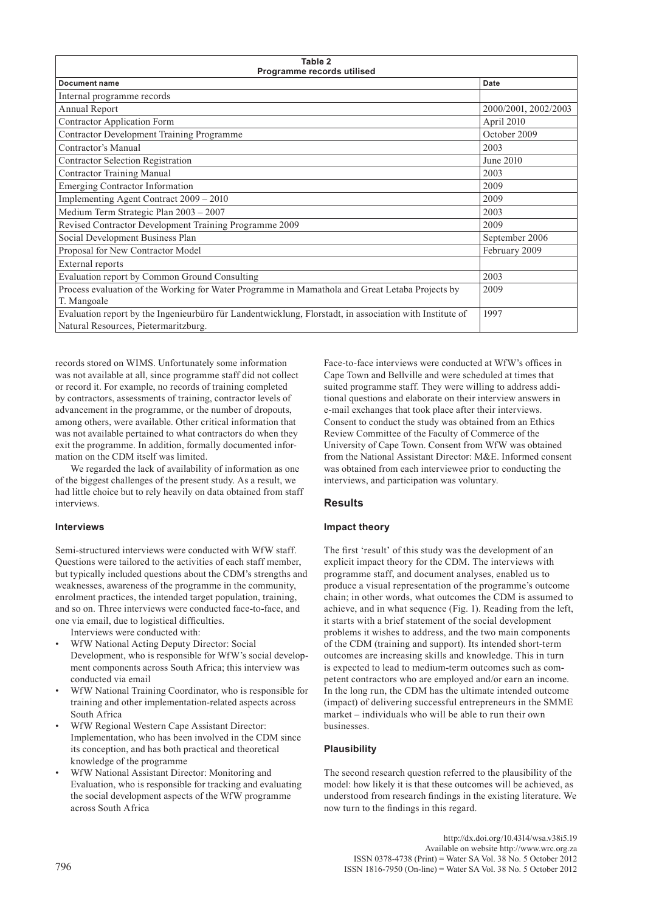**Table 2**
**Programme records utilised**

| Document name | Date |
|---|---|
| Internal programme records | |
| Annual Report | 2000/2001, 2002/2003 |
| Contractor Application Form | April 2010 |
| Contractor Development Training Programme | October 2009 |
| Contractor's Manual | 2003 |
| Contractor Selection Registration | June 2010 |
| Contractor Training Manual | 2003 |
| Emerging Contractor Information | 2009 |
| Implementing Agent Contract 2009 – 2010 | 2009 |
| Medium Term Strategic Plan 2003 – 2007 | 2003 |
| Revised Contractor Development Training Programme 2009 | 2009 |
| Social Development Business Plan | September 2006 |
| Proposal for New Contractor Model | February 2009 |
| External reports | |
| Evaluation report by Common Ground Consulting | 2003 |
| Process evaluation of the Working for Water Programme in Mamathola and Great Letaba Projects by T. Mangoale | 2009 |
| Evaluation report by the Ingenieurbüro für Landentwicklung, Florstadt, in association with Institute of Natural Resources, Pietermaritzburg. | 1997 |

records stored on WIMS. Unfortunately some information was not available at all, since programme staff did not collect or record it. For example, no records of training completed by contractors, assessments of training, contractor levels of advancement in the programme, or the number of dropouts, among others, were available. Other critical information that was not available pertained to what contractors do when they exit the programme. In addition, formally documented information on the CDM itself was limited.

We regarded the lack of availability of information as one of the biggest challenges of the present study. As a result, we had little choice but to rely heavily on data obtained from staff interviews.

### Interviews

Semi-structured interviews were conducted with WfW staff. Questions were tailored to the activities of each staff member, but typically included questions about the CDM's strengths and weaknesses, awareness of the programme in the community, enrolment practices, the intended target population, training, and so on. Three interviews were conducted face-to-face, and one via email, due to logistical difficulties.

Interviews were conducted with:

- WfW National Acting Deputy Director: Social Development, who is responsible for WfW's social development components across South Africa; this interview was conducted via email
- WfW National Training Coordinator, who is responsible for training and other implementation-related aspects across South Africa
- WfW Regional Western Cape Assistant Director: Implementation, who has been involved in the CDM since its conception, and has both practical and theoretical knowledge of the programme
- WfW National Assistant Director: Monitoring and Evaluation, who is responsible for tracking and evaluating the social development aspects of the WfW programme across South Africa

Face-to-face interviews were conducted at WfW's offices in Cape Town and Bellville and were scheduled at times that suited programme staff. They were willing to address additional questions and elaborate on their interview answers in e-mail exchanges that took place after their interviews. Consent to conduct the study was obtained from an Ethics Review Committee of the Faculty of Commerce of the University of Cape Town. Consent from WfW was obtained from the National Assistant Director: M&E. Informed consent was obtained from each interviewee prior to conducting the interviews, and participation was voluntary.

## Results

### Impact theory

The first 'result' of this study was the development of an explicit impact theory for the CDM. The interviews with programme staff, and document analyses, enabled us to produce a visual representation of the programme's outcome chain; in other words, what outcomes the CDM is assumed to achieve, and in what sequence (Fig. 1). Reading from the left, it starts with a brief statement of the social development problems it wishes to address, and the two main components of the CDM (training and support). Its intended short-term outcomes are increasing skills and knowledge. This in turn is expected to lead to medium-term outcomes such as competent contractors who are employed and/or earn an income. In the long run, the CDM has the ultimate intended outcome (impact) of delivering successful entrepreneurs in the SMME market – individuals who will be able to run their own businesses.

### Plausibility

The second research question referred to the plausibility of the model: how likely it is that these outcomes will be achieved, as understood from research findings in the existing literature. We now turn to the findings in this regard.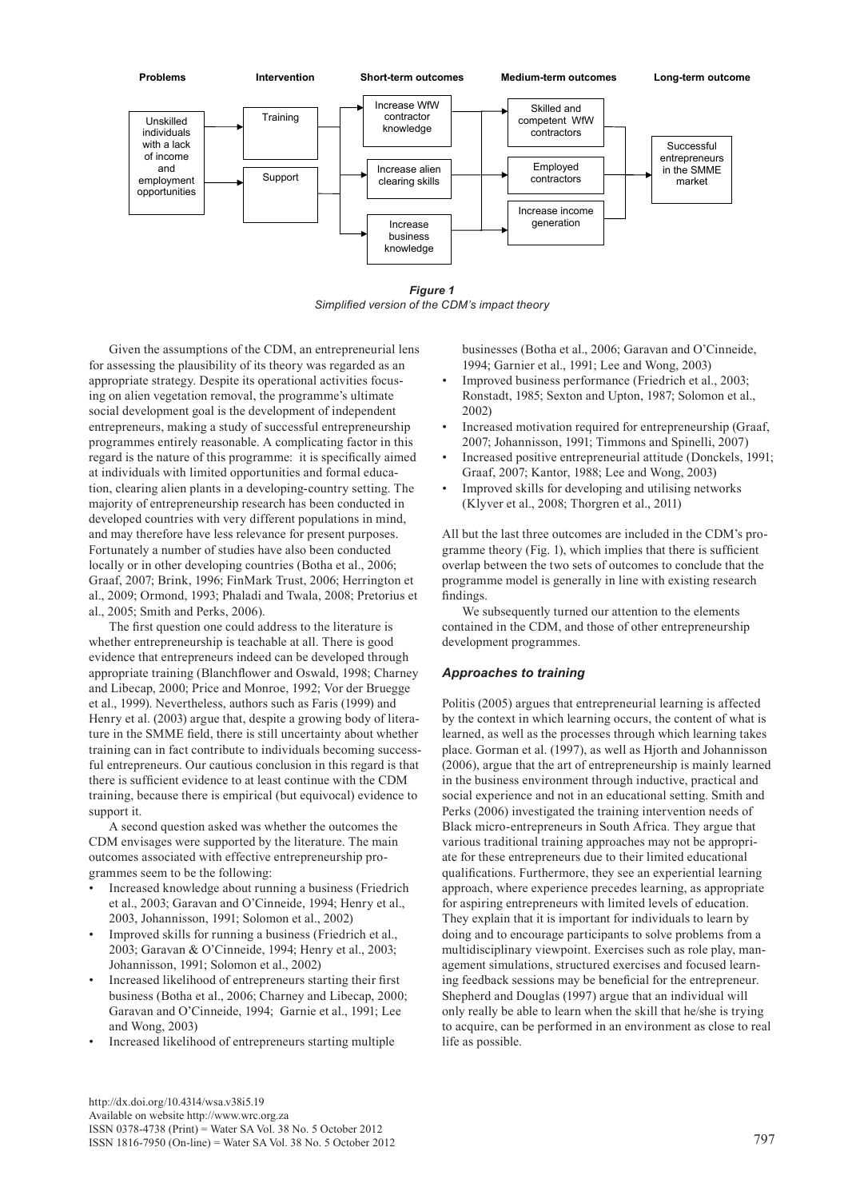| Problems | Intervention | Short-term outcomes | Medium-term outcomes | Long-term outcome |
|---|---|---|---|---|
| Unskilled individuals with a lack of income and employment opportunities | Training | Increase WfW contractor knowledge | Skilled and competent WfW contractors | Successful entrepreneurs in the SMME market |
| | Support | Increase alien clearing skills | Employed contractors | |
| | | Increase business knowledge | Increase income generation | |

***Figure 1***
*Simplified version of the CDM's impact theory*

Given the assumptions of the CDM, an entrepreneurial lens for assessing the plausibility of its theory was regarded as an appropriate strategy. Despite its operational activities focusing on alien vegetation removal, the programme's ultimate social development goal is the development of independent entrepreneurs, making a study of successful entrepreneurship programmes entirely reasonable. A complicating factor in this regard is the nature of this programme: it is specifically aimed at individuals with limited opportunities and formal education, clearing alien plants in a developing-country setting. The majority of entrepreneurship research has been conducted in developed countries with very different populations in mind, and may therefore have less relevance for present purposes. Fortunately a number of studies have also been conducted locally or in other developing countries (Botha et al., 2006; Graaf, 2007; Brink, 1996; FinMark Trust, 2006; Herrington et al., 2009; Ormond, 1993; Phaladi and Twala, 2008; Pretorius et al., 2005; Smith and Perks, 2006).

The first question one could address to the literature is whether entrepreneurship is teachable at all. There is good evidence that entrepreneurs indeed can be developed through appropriate training (Blanchflower and Oswald, 1998; Charney and Libecap, 2000; Price and Monroe, 1992; Vor der Bruegge et al., 1999). Nevertheless, authors such as Faris (1999) and Henry et al. (2003) argue that, despite a growing body of literature in the SMME field, there is still uncertainty about whether training can in fact contribute to individuals becoming successful entrepreneurs. Our cautious conclusion in this regard is that there is sufficient evidence to at least continue with the CDM training, because there is empirical (but equivocal) evidence to support it.

A second question asked was whether the outcomes the CDM envisages were supported by the literature. The main outcomes associated with effective entrepreneurship programmes seem to be the following:

- Increased knowledge about running a business (Friedrich et al., 2003; Garavan and O'Cinneide, 1994; Henry et al., 2003, Johannisson, 1991; Solomon et al., 2002)
- Improved skills for running a business (Friedrich et al., 2003; Garavan & O'Cinneide, 1994; Henry et al., 2003; Johannisson, 1991; Solomon et al., 2002)
- Increased likelihood of entrepreneurs starting their first business (Botha et al., 2006; Charney and Libecap, 2000; Garavan and O'Cinneide, 1994; Garnie et al., 1991; Lee and Wong, 2003)
- Increased likelihood of entrepreneurs starting multiple businesses (Botha et al., 2006; Garavan and O'Cinneide, 1994; Garnier et al., 1991; Lee and Wong, 2003)
- Improved business performance (Friedrich et al., 2003; Ronstadt, 1985; Sexton and Upton, 1987; Solomon et al., 2002)
- Increased motivation required for entrepreneurship (Graaf, 2007; Johannisson, 1991; Timmons and Spinelli, 2007)
- Increased positive entrepreneurial attitude (Donckels, 1991; Graaf, 2007; Kantor, 1988; Lee and Wong, 2003)
- Improved skills for developing and utilising networks (Klyver et al., 2008; Thorgren et al., 2011)

All but the last three outcomes are included in the CDM's programme theory (Fig. 1), which implies that there is sufficient overlap between the two sets of outcomes to conclude that the programme model is generally in line with existing research findings.

We subsequently turned our attention to the elements contained in the CDM, and those of other entrepreneurship development programmes.

### *Approaches to training*

Politis (2005) argues that entrepreneurial learning is affected by the context in which learning occurs, the content of what is learned, as well as the processes through which learning takes place. Gorman et al. (1997), as well as Hjorth and Johannisson (2006), argue that the art of entrepreneurship is mainly learned in the business environment through inductive, practical and social experience and not in an educational setting. Smith and Perks (2006) investigated the training intervention needs of Black micro-entrepreneurs in South Africa. They argue that various traditional training approaches may not be appropriate for these entrepreneurs due to their limited educational qualifications. Furthermore, they see an experiential learning approach, where experience precedes learning, as appropriate for aspiring entrepreneurs with limited levels of education. They explain that it is important for individuals to learn by doing and to encourage participants to solve problems from a multidisciplinary viewpoint. Exercises such as role play, management simulations, structured exercises and focused learning feedback sessions may be beneficial for the entrepreneur. Shepherd and Douglas (1997) argue that an individual will only really be able to learn when the skill that he/she is trying to acquire, can be performed in an environment as close to real life as possible.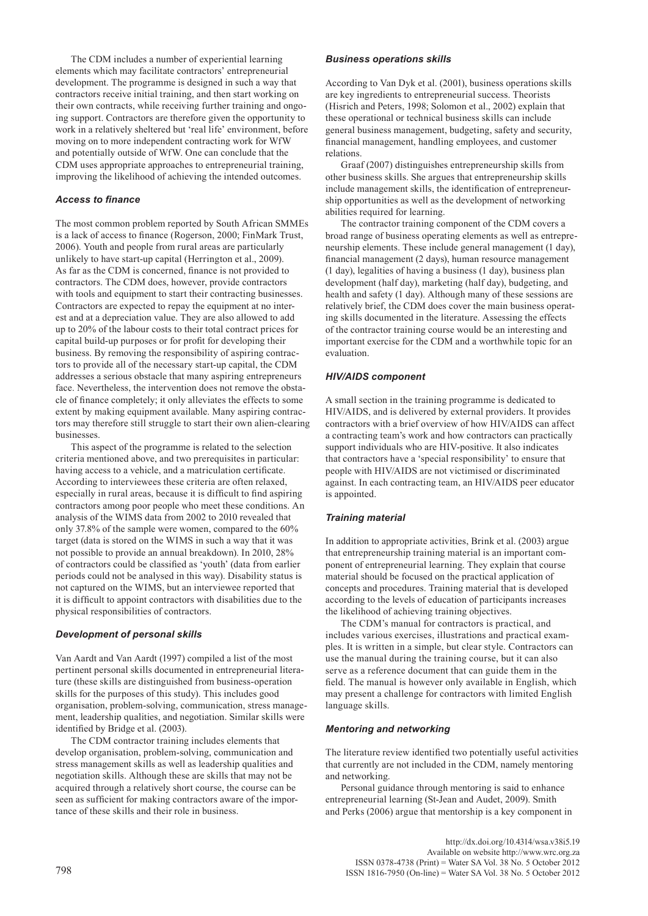The CDM includes a number of experiential learning elements which may facilitate contractors' entrepreneurial development. The programme is designed in such a way that contractors receive initial training, and then start working on their own contracts, while receiving further training and ongoing support. Contractors are therefore given the opportunity to work in a relatively sheltered but 'real life' environment, before moving on to more independent contracting work for WfW and potentially outside of WfW. One can conclude that the CDM uses appropriate approaches to entrepreneurial training, improving the likelihood of achieving the intended outcomes.

### *Access to finance*

The most common problem reported by South African SMMEs is a lack of access to finance (Rogerson, 2000; FinMark Trust, 2006). Youth and people from rural areas are particularly unlikely to have start-up capital (Herrington et al., 2009). As far as the CDM is concerned, finance is not provided to contractors. The CDM does, however, provide contractors with tools and equipment to start their contracting businesses. Contractors are expected to repay the equipment at no interest and at a depreciation value. They are also allowed to add up to 20% of the labour costs to their total contract prices for capital build-up purposes or for profit for developing their business. By removing the responsibility of aspiring contractors to provide all of the necessary start-up capital, the CDM addresses a serious obstacle that many aspiring entrepreneurs face. Nevertheless, the intervention does not remove the obstacle of finance completely; it only alleviates the effects to some extent by making equipment available. Many aspiring contractors may therefore still struggle to start their own alien-clearing businesses.

This aspect of the programme is related to the selection criteria mentioned above, and two prerequisites in particular: having access to a vehicle, and a matriculation certificate. According to interviewees these criteria are often relaxed, especially in rural areas, because it is difficult to find aspiring contractors among poor people who meet these conditions. An analysis of the WIMS data from 2002 to 2010 revealed that only 37.8% of the sample were women, compared to the 60% target (data is stored on the WIMS in such a way that it was not possible to provide an annual breakdown). In 2010, 28% of contractors could be classified as 'youth' (data from earlier periods could not be analysed in this way). Disability status is not captured on the WIMS, but an interviewee reported that it is difficult to appoint contractors with disabilities due to the physical responsibilities of contractors.

### *Development of personal skills*

Van Aardt and Van Aardt (1997) compiled a list of the most pertinent personal skills documented in entrepreneurial literature (these skills are distinguished from business-operation skills for the purposes of this study). This includes good organisation, problem-solving, communication, stress management, leadership qualities, and negotiation. Similar skills were identified by Bridge et al. (2003).

The CDM contractor training includes elements that develop organisation, problem-solving, communication and stress management skills as well as leadership qualities and negotiation skills. Although these are skills that may not be acquired through a relatively short course, the course can be seen as sufficient for making contractors aware of the importance of these skills and their role in business.

### *Business operations skills*

According to Van Dyk et al. (2001), business operations skills are key ingredients to entrepreneurial success. Theorists (Hisrich and Peters, 1998; Solomon et al., 2002) explain that these operational or technical business skills can include general business management, budgeting, safety and security, financial management, handling employees, and customer relations.

Graaf (2007) distinguishes entrepreneurship skills from other business skills. She argues that entrepreneurship skills include management skills, the identification of entrepreneurship opportunities as well as the development of networking abilities required for learning.

The contractor training component of the CDM covers a broad range of business operating elements as well as entrepreneurship elements. These include general management (1 day), financial management (2 days), human resource management (1 day), legalities of having a business (1 day), business plan development (half day), marketing (half day), budgeting, and health and safety (1 day). Although many of these sessions are relatively brief, the CDM does cover the main business operating skills documented in the literature. Assessing the effects of the contractor training course would be an interesting and important exercise for the CDM and a worthwhile topic for an evaluation.

### *HIV/AIDS component*

A small section in the training programme is dedicated to HIV/AIDS, and is delivered by external providers. It provides contractors with a brief overview of how HIV/AIDS can affect a contracting team's work and how contractors can practically support individuals who are HIV-positive. It also indicates that contractors have a 'special responsibility' to ensure that people with HIV/AIDS are not victimised or discriminated against. In each contracting team, an HIV/AIDS peer educator is appointed.

### *Training material*

In addition to appropriate activities, Brink et al. (2003) argue that entrepreneurship training material is an important component of entrepreneurial learning. They explain that course material should be focused on the practical application of concepts and procedures. Training material that is developed according to the levels of education of participants increases the likelihood of achieving training objectives.

The CDM's manual for contractors is practical, and includes various exercises, illustrations and practical examples. It is written in a simple, but clear style. Contractors can use the manual during the training course, but it can also serve as a reference document that can guide them in the field. The manual is however only available in English, which may present a challenge for contractors with limited English language skills.

### *Mentoring and networking*

The literature review identified two potentially useful activities that currently are not included in the CDM, namely mentoring and networking.

Personal guidance through mentoring is said to enhance entrepreneurial learning (St-Jean and Audet, 2009). Smith and Perks (2006) argue that mentorship is a key component in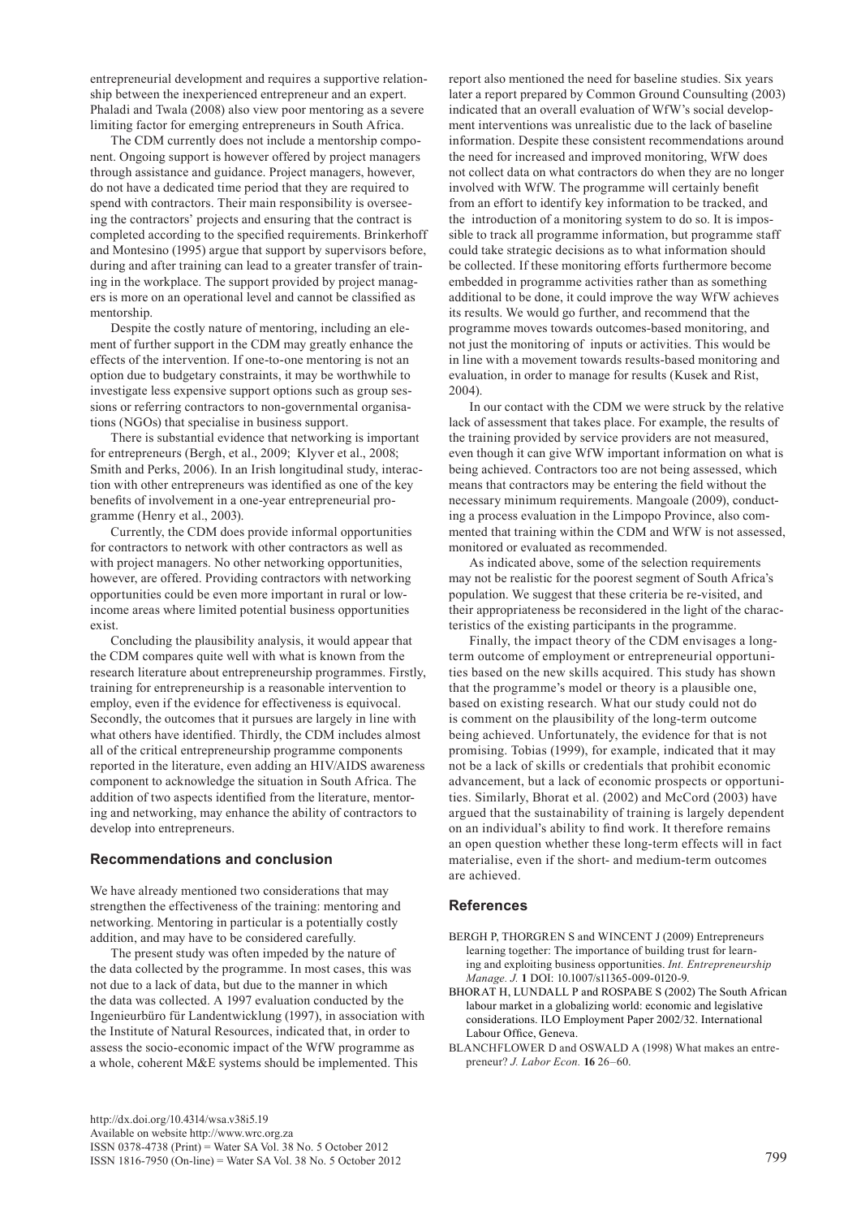entrepreneurial development and requires a supportive relationship between the inexperienced entrepreneur and an expert. Phaladi and Twala (2008) also view poor mentoring as a severe limiting factor for emerging entrepreneurs in South Africa.

The CDM currently does not include a mentorship component. Ongoing support is however offered by project managers through assistance and guidance. Project managers, however, do not have a dedicated time period that they are required to spend with contractors. Their main responsibility is overseeing the contractors' projects and ensuring that the contract is completed according to the specified requirements. Brinkerhoff and Montesino (1995) argue that support by supervisors before, during and after training can lead to a greater transfer of training in the workplace. The support provided by project managers is more on an operational level and cannot be classified as mentorship.

Despite the costly nature of mentoring, including an element of further support in the CDM may greatly enhance the effects of the intervention. If one-to-one mentoring is not an option due to budgetary constraints, it may be worthwhile to investigate less expensive support options such as group sessions or referring contractors to non-governmental organisations (NGOs) that specialise in business support.

There is substantial evidence that networking is important for entrepreneurs (Bergh, et al., 2009; Klyver et al., 2008; Smith and Perks, 2006). In an Irish longitudinal study, interaction with other entrepreneurs was identified as one of the key benefits of involvement in a one-year entrepreneurial programme (Henry et al., 2003).

Currently, the CDM does provide informal opportunities for contractors to network with other contractors as well as with project managers. No other networking opportunities, however, are offered. Providing contractors with networking opportunities could be even more important in rural or low-income areas where limited potential business opportunities exist.

Concluding the plausibility analysis, it would appear that the CDM compares quite well with what is known from the research literature about entrepreneurship programmes. Firstly, training for entrepreneurship is a reasonable intervention to employ, even if the evidence for effectiveness is equivocal. Secondly, the outcomes that it pursues are largely in line with what others have identified. Thirdly, the CDM includes almost all of the critical entrepreneurship programme components reported in the literature, even adding an HIV/AIDS awareness component to acknowledge the situation in South Africa. The addition of two aspects identified from the literature, mentoring and networking, may enhance the ability of contractors to develop into entrepreneurs.

## Recommendations and conclusion

We have already mentioned two considerations that may strengthen the effectiveness of the training: mentoring and networking. Mentoring in particular is a potentially costly addition, and may have to be considered carefully.

The present study was often impeded by the nature of the data collected by the programme. In most cases, this was not due to a lack of data, but due to the manner in which the data was collected. A 1997 evaluation conducted by the Ingenieurbüro für Landentwicklung (1997), in association with the Institute of Natural Resources, indicated that, in order to assess the socio-economic impact of the WfW programme as a whole, coherent M&E systems should be implemented. This report also mentioned the need for baseline studies. Six years later a report prepared by Common Ground Counsulting (2003) indicated that an overall evaluation of WfW's social development interventions was unrealistic due to the lack of baseline information. Despite these consistent recommendations around the need for increased and improved monitoring, WfW does not collect data on what contractors do when they are no longer involved with WfW. The programme will certainly benefit from an effort to identify key information to be tracked, and the introduction of a monitoring system to do so. It is impossible to track all programme information, but programme staff could take strategic decisions as to what information should be collected. If these monitoring efforts furthermore become embedded in programme activities rather than as something additional to be done, it could improve the way WfW achieves its results. We would go further, and recommend that the programme moves towards outcomes-based monitoring, and not just the monitoring of inputs or activities. This would be in line with a movement towards results-based monitoring and evaluation, in order to manage for results (Kusek and Rist, 2004).

In our contact with the CDM we were struck by the relative lack of assessment that takes place. For example, the results of the training provided by service providers are not measured, even though it can give WfW important information on what is being achieved. Contractors too are not being assessed, which means that contractors may be entering the field without the necessary minimum requirements. Mangoale (2009), conducting a process evaluation in the Limpopo Province, also commented that training within the CDM and WfW is not assessed, monitored or evaluated as recommended.

As indicated above, some of the selection requirements may not be realistic for the poorest segment of South Africa's population. We suggest that these criteria be re-visited, and their appropriateness be reconsidered in the light of the characteristics of the existing participants in the programme.

Finally, the impact theory of the CDM envisages a long-term outcome of employment or entrepreneurial opportunities based on the new skills acquired. This study has shown that the programme's model or theory is a plausible one, based on existing research. What our study could not do is comment on the plausibility of the long-term outcome being achieved. Unfortunately, the evidence for that is not promising. Tobias (1999), for example, indicated that it may not be a lack of skills or credentials that prohibit economic advancement, but a lack of economic prospects or opportunities. Similarly, Bhorat et al. (2002) and McCord (2003) have argued that the sustainability of training is largely dependent on an individual's ability to find work. It therefore remains an open question whether these long-term effects will in fact materialise, even if the short- and medium-term outcomes are achieved.

## References

BERGH P, THORGREN S and WINCENT J (2009) Entrepreneurs learning together: The importance of building trust for learning and exploiting business opportunities. *Int. Entrepreneurship Manage. J.* **1** DOI: 10.1007/s11365-009-0120-9.

BHORAT H, LUNDALL P and ROSPABE S (2002) The South African labour market in a globalizing world: economic and legislative considerations. ILO Employment Paper 2002/32. International Labour Office, Geneva.

BLANCHFLOWER D and OSWALD A (1998) What makes an entrepreneur? *J. Labor Econ.* **16** 26–60.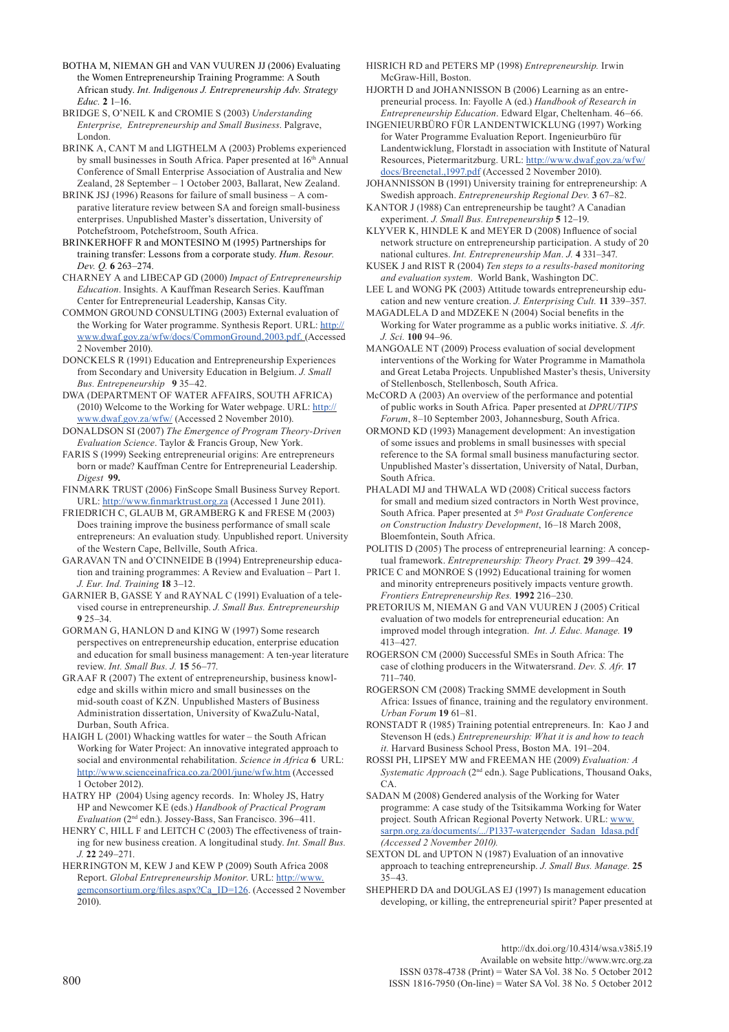BOTHA M, NIEMAN GH and VAN VUUREN JJ (2006) Evaluating the Women Entrepreneurship Training Programme: A South African study. *Int. Indigenous J. Entrepreneurship Adv. Strategy Educ.* **2** 1–16.

BRIDGE S, O'NEIL K and CROMIE S (2003) *Understanding Enterprise, Entrepreneurship and Small Business*. Palgrave, London.

BRINK A, CANT M and LIGTHELM A (2003) Problems experienced by small businesses in South Africa. Paper presented at 16th Annual Conference of Small Enterprise Association of Australia and New Zealand, 28 September – 1 October 2003, Ballarat, New Zealand.

BRINK JSJ (1996) Reasons for failure of small business – A comparative literature review between SA and foreign small-business enterprises. Unpublished Master's dissertation, University of Potchefstroom, Potchefstroom, South Africa.

BRINKERHOFF R and MONTESINO M (1995) Partnerships for training transfer: Lessons from a corporate study. *Hum. Resour. Dev. Q.* **6** 263–274.

CHARNEY A and LIBECAP GD (2000) *Impact of Entrepreneurship Education*. Insights. A Kauffman Research Series. Kauffman Center for Entrepreneurial Leadership, Kansas City.

COMMON GROUND CONSULTING (2003) External evaluation of the Working for Water programme. Synthesis Report. URL: http://www.dwaf.gov.za/wfw/docs/CommonGround,2003.pdf. (Accessed 2 November 2010).

DONCKELS R (1991) Education and Entrepreneurship Experiences from Secondary and University Education in Belgium. *J. Small Bus. Entrepreneurship* **9** 35–42.

DWA (DEPARTMENT OF WATER AFFAIRS, SOUTH AFRICA) (2010) Welcome to the Working for Water webpage. URL: http://www.dwaf.gov.za/wfw/ (Accessed 2 November 2010).

DONALDSON SI (2007) *The Emergence of Program Theory-Driven Evaluation Science*. Taylor & Francis Group, New York.

FARIS S (1999) Seeking entrepreneurial origins: Are entrepreneurs born or made? Kauffman Centre for Entrepreneurial Leadership. *Digest* **99.**

FINMARK TRUST (2006) FinScope Small Business Survey Report. URL: http://www.finmarktrust.org.za (Accessed 1 June 2011).

FRIEDRICH C, GLAUB M, GRAMBERG K and FRESE M (2003) Does training improve the business performance of small scale entrepreneurs: An evaluation study. Unpublished report. University of the Western Cape, Bellville, South Africa.

GARAVAN TN and O'CINNEIDE B (1994) Entrepreneurship education and training programmes: A Review and Evaluation – Part 1. *J. Eur. Ind. Training* **18** 3–12.

GARNIER B, GASSE Y and RAYNAL C (1991) Evaluation of a televised course in entrepreneurship. *J. Small Bus. Entrepreneurship* **9** 25–34.

GORMAN G, HANLON D and KING W (1997) Some research perspectives on entrepreneurship education, enterprise education and education for small business management: A ten-year literature review. *Int. Small Bus. J.* **15** 56–77.

GRAAF R (2007) The extent of entrepreneurship, business knowledge and skills within micro and small businesses on the mid-south coast of KZN. Unpublished Masters of Business Administration dissertation, University of KwaZulu-Natal, Durban, South Africa.

HAIGH L (2001) Whacking wattles for water – the South African Working for Water Project: An innovative integrated approach to social and environmental rehabilitation. *Science in Africa* **6** URL: http://www.scienceinafrica.co.za/2001/june/wfw.htm (Accessed 1 October 2012).

HATRY HP (2004) Using agency records. In: Wholey JS, Hatry HP and Newcomer KE (eds.) *Handbook of Practical Program Evaluation* (2nd edn.). Jossey-Bass, San Francisco. 396–411.

HENRY C, HILL F and LEITCH C (2003) The effectiveness of training for new business creation. A longitudinal study. *Int. Small Bus. J.* **22** 249–271.

HERRINGTON M, KEW J and KEW P (2009) South Africa 2008 Report. *Global Entrepreneurship Monitor*. URL: http://www.gemconsortium.org/files.aspx?Ca_ID=126. (Accessed 2 November 2010).

HISRICH RD and PETERS MP (1998) *Entrepreneurship.* Irwin McGraw-Hill, Boston.

HJORTH D and JOHANNISSON B (2006) Learning as an entrepreneurial process. In: Fayolle A (ed.) *Handbook of Research in Entrepreneurship Education*. Edward Elgar, Cheltenham. 46–66.

INGENIEURBÜRO FÜR LANDENTWICKLUNG (1997) Working for Water Programme Evaluation Report. Ingenieurbüro für Landentwicklung, Florstadt in association with Institute of Natural Resources, Pietermaritzburg. URL: http://www.dwaf.gov.za/wfw/docs/Breenetal.,1997.pdf (Accessed 2 November 2010).

JOHANNISSON B (1991) University training for entrepreneurship: A Swedish approach. *Entrepreneurship Regional Dev.* **3** 67–82.

KANTOR J (1988) Can entrepreneurship be taught? A Canadian experiment. *J. Small Bus. Entrepeneurship* **5** 12–19.

KLYVER K, HINDLE K and MEYER D (2008) Influence of social network structure on entrepreneurship participation. A study of 20 national cultures. *Int. Entrepreneurship Man. J.* **4** 331–347.

KUSEK J and RIST R (2004) *Ten steps to a results-based monitoring and evaluation system*. World Bank, Washington DC.

LEE L and WONG PK (2003) Attitude towards entrepreneurship education and new venture creation. *J. Enterprising Cult.* **11** 339–357.

MAGADLELA D and MDZEKE N (2004) Social benefits in the Working for Water programme as a public works initiative. *S. Afr. J. Sci.* **100** 94–96.

MANGOALE NT (2009) Process evaluation of social development interventions of the Working for Water Programme in Mamathola and Great Letaba Projects. Unpublished Master's thesis, University of Stellenbosch, Stellenbosch, South Africa.

McCORD A (2003) An overview of the performance and potential of public works in South Africa. Paper presented at *DPRU/TIPS Forum*, 8–10 September 2003, Johannesburg, South Africa.

ORMOND KD (1993) Management development: An investigation of some issues and problems in small businesses with special reference to the SA formal small business manufacturing sector. Unpublished Master's dissertation, University of Natal, Durban, South Africa.

PHALADI MJ and THWALA WD (2008) Critical success factors for small and medium sized contractors in North West province, South Africa. Paper presented at *5th Post Graduate Conference on Construction Industry Development*, 16–18 March 2008, Bloemfontein, South Africa.

POLITIS D (2005) The process of entrepreneurial learning: A conceptual framework. *Entrepreneurship: Theory Pract.* **29** 399–424.

PRICE C and MONROE S (1992) Educational training for women and minority entrepreneurs positively impacts venture growth. *Frontiers Entrepreneurship Res.* **1992** 216–230.

PRETORIUS M, NIEMAN G and VAN VUUREN J (2005) Critical evaluation of two models for entrepreneurial education: An improved model through integration. *Int. J. Educ. Manage.* **19** 413–427.

ROGERSON CM (2000) Successful SMEs in South Africa: The case of clothing producers in the Witwatersrand. *Dev. S. Afr.* **17** 711–740.

ROGERSON CM (2008) Tracking SMME development in South Africa: Issues of finance, training and the regulatory environment. *Urban Forum* **19** 61–81.

RONSTADT R (1985) Training potential entrepreneurs. In: Kao J and Stevenson H (eds.) *Entrepreneurship: What it is and how to teach it.* Harvard Business School Press, Boston MA. 191–204.

ROSSI PH, LIPSEY MW and FREEMAN HE (2009) *Evaluation: A Systematic Approach* (2nd edn.). Sage Publications, Thousand Oaks, CA.

SADAN M (2008) Gendered analysis of the Working for Water programme: A case study of the Tsitsikamma Working for Water project. South African Regional Poverty Network. URL: www.sarpn.org.za/documents/.../P1337-watergender_Sadan_Idasa.pdf *(Accessed 2 November 2010).*

SEXTON DL and UPTON N (1987) Evaluation of an innovative approach to teaching entrepreneurship. *J. Small Bus. Manage.* **25** 35–43.

SHEPHERD DA and DOUGLAS EJ (1997) Is management education developing, or killing, the entrepreneurial spirit? Paper presented at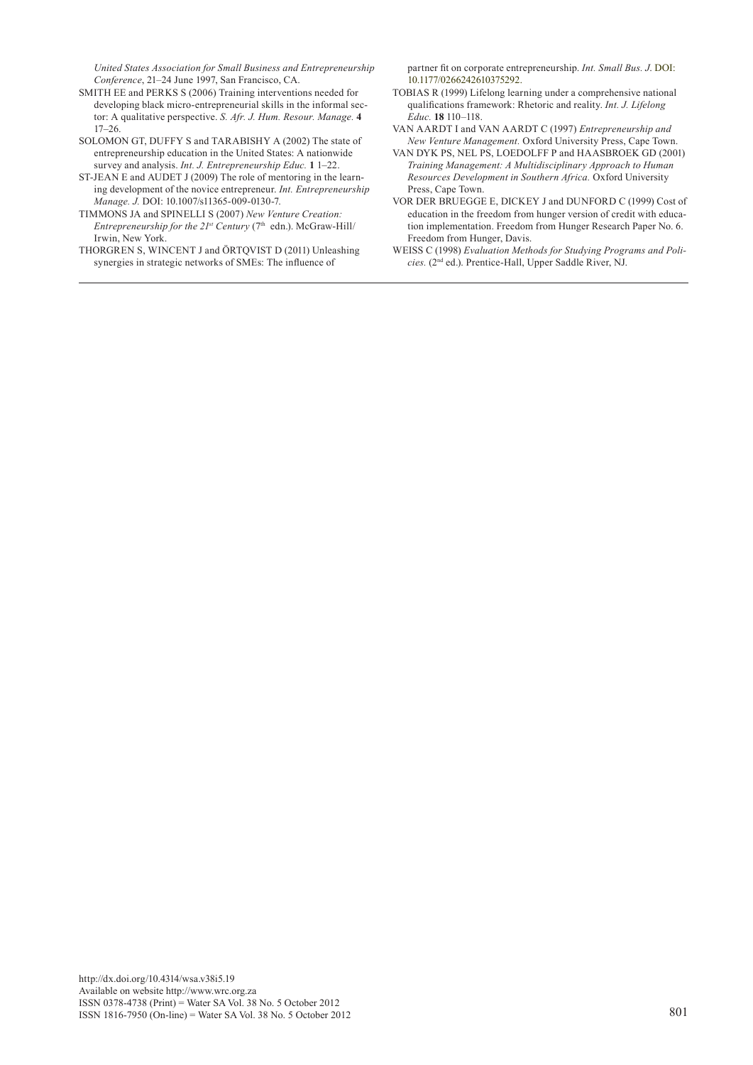*United States Association for Small Business and Entrepreneurship Conference*, 21–24 June 1997, San Francisco, CA.

SMITH EE and PERKS S (2006) Training interventions needed for developing black micro-entrepreneurial skills in the informal sector: A qualitative perspective. *S. Afr. J. Hum. Resour. Manage.* **4** 17–26.

SOLOMON GT, DUFFY S and TARABISHY A (2002) The state of entrepreneurship education in the United States: A nationwide survey and analysis. *Int. J. Entrepreneurship Educ.* **1** 1–22.

ST-JEAN E and AUDET J (2009) The role of mentoring in the learning development of the novice entrepreneur. *Int. Entrepreneurship Manage. J.* DOI: 10.1007/s11365-009-0130-7.

TIMMONS JA and SPINELLI S (2007) *New Venture Creation: Entrepreneurship for the 21st Century* (7th edn.). McGraw-Hill/Irwin, New York.

THORGREN S, WINCENT J and ÖRTQVIST D (2011) Unleashing synergies in strategic networks of SMEs: The influence of partner fit on corporate entrepreneurship. *Int. Small Bus. J.* DOI: 10.1177/0266242610375292.

TOBIAS R (1999) Lifelong learning under a comprehensive national qualifications framework: Rhetoric and reality. *Int. J. Lifelong Educ.* **18** 110–118.

VAN AARDT I and VAN AARDT C (1997) *Entrepreneurship and New Venture Management*. Oxford University Press, Cape Town.

VAN DYK PS, NEL PS, LOEDOLFF P and HAASBROEK GD (2001) *Training Management: A Multidisciplinary Approach to Human Resources Development in Southern Africa.* Oxford University Press, Cape Town.

VOR DER BRUEGGE E, DICKEY J and DUNFORD C (1999) Cost of education in the freedom from hunger version of credit with education implementation. Freedom from Hunger Research Paper No. 6. Freedom from Hunger, Davis.

WEISS C (1998) *Evaluation Methods for Studying Programs and Policies.* (2nd ed.). Prentice-Hall, Upper Saddle River, NJ.